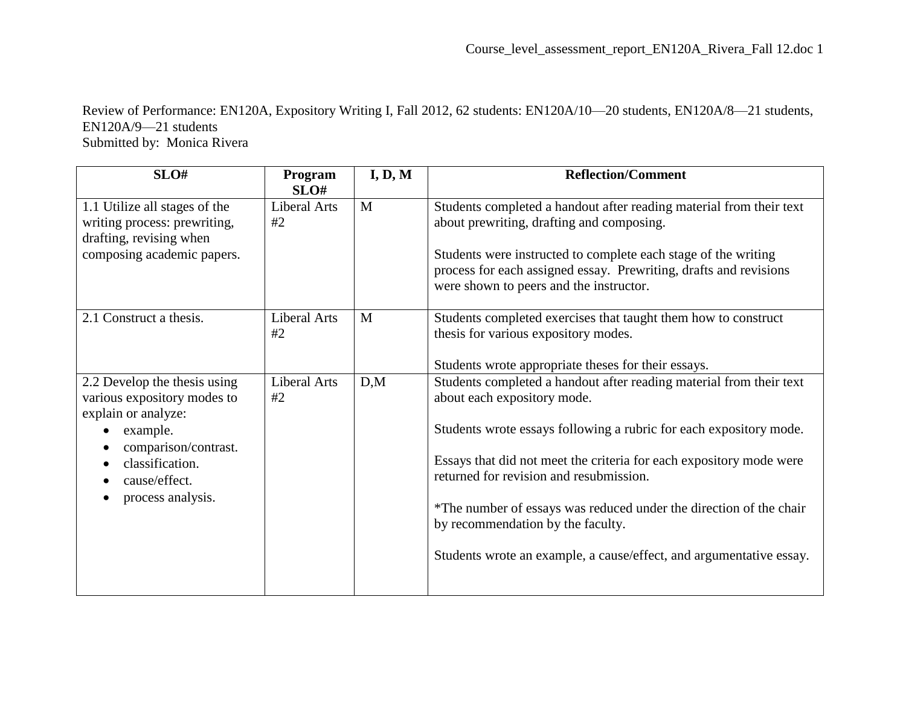Review of Performance: EN120A, Expository Writing I, Fall 2012, 62 students: EN120A/10—20 students, EN120A/8—21 students, EN120A/9—21 students
Submitted by: Monica Rivera

| SLO# | Program SLO# | I, D, M | Reflection/Comment |
|---|---|---|---|
| 1.1 Utilize all stages of the writing process: prewriting, drafting, revising when composing academic papers. | Liberal Arts #2 | M | Students completed a handout after reading material from their text about prewriting, drafting and composing.<br><br>Students were instructed to complete each stage of the writing process for each assigned essay. Prewriting, drafts and revisions were shown to peers and the instructor. |
| 2.1 Construct a thesis. | Liberal Arts #2 | M | Students completed exercises that taught them how to construct thesis for various expository modes.<br><br>Students wrote appropriate theses for their essays. |
| 2.2 Develop the thesis using various expository modes to explain or analyze:<br>• example.<br>• comparison/contrast.<br>• classification.<br>• cause/effect.<br>• process analysis. | Liberal Arts #2 | D,M | Students completed a handout after reading material from their text about each expository mode.<br><br>Students wrote essays following a rubric for each expository mode.<br><br>Essays that did not meet the criteria for each expository mode were returned for revision and resubmission.<br><br>*The number of essays was reduced under the direction of the chair by recommendation by the faculty.<br><br>Students wrote an example, a cause/effect, and argumentative essay. |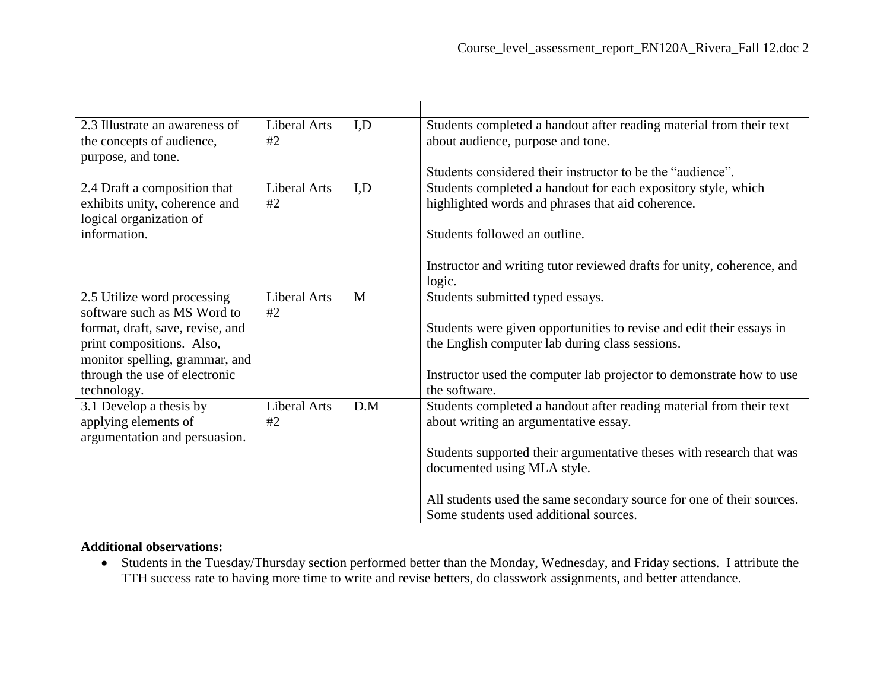| | | | |
|---|---|---|---|
| 2.3 Illustrate an awareness of the concepts of audience, purpose, and tone. | Liberal Arts #2 | I,D | Students completed a handout after reading material from their text about audience, purpose and tone.<br><br>Students considered their instructor to be the "audience". |
| 2.4 Draft a composition that exhibits unity, coherence and logical organization of information. | Liberal Arts #2 | I,D | Students completed a handout for each expository style, which highlighted words and phrases that aid coherence.<br><br>Students followed an outline.<br><br>Instructor and writing tutor reviewed drafts for unity, coherence, and logic. |
| 2.5 Utilize word processing software such as MS Word to format, draft, save, revise, and print compositions. Also, monitor spelling, grammar, and through the use of electronic technology. | Liberal Arts #2 | M | Students submitted typed essays.<br><br>Students were given opportunities to revise and edit their essays in the English computer lab during class sessions.<br><br>Instructor used the computer lab projector to demonstrate how to use the software. |
| 3.1 Develop a thesis by applying elements of argumentation and persuasion. | Liberal Arts #2 | D.M | Students completed a handout after reading material from their text about writing an argumentative essay.<br><br>Students supported their argumentative theses with research that was documented using MLA style.<br><br>All students used the same secondary source for one of their sources. Some students used additional sources. |

**Additional observations:**

- Students in the Tuesday/Thursday section performed better than the Monday, Wednesday, and Friday sections. I attribute the TTH success rate to having more time to write and revise betters, do classwork assignments, and better attendance.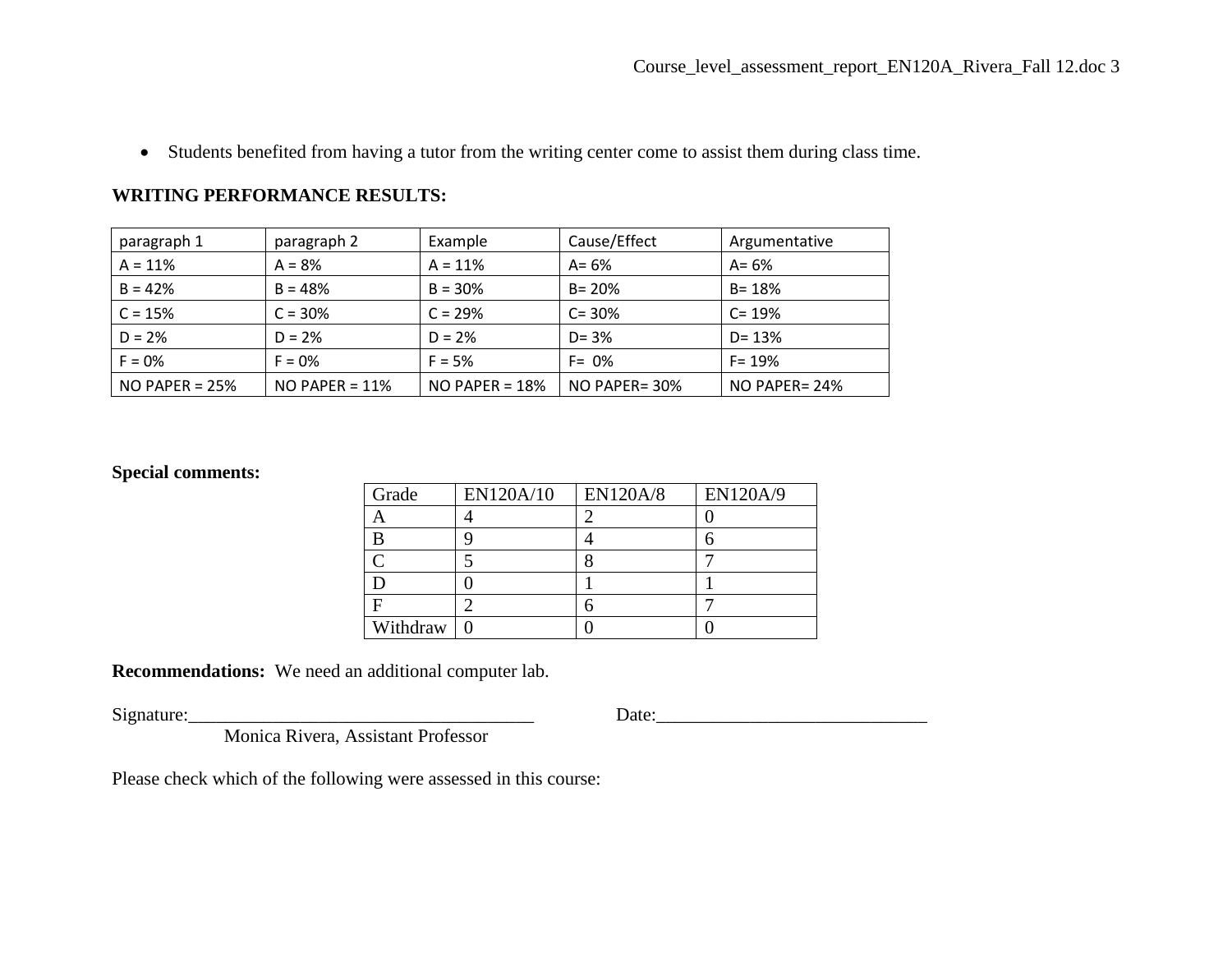- Students benefited from having a tutor from the writing center come to assist them during class time.

**WRITING PERFORMANCE RESULTS:**

| paragraph 1 | paragraph 2 | Example | Cause/Effect | Argumentative |
|---|---|---|---|---|
| A = 11% | A = 8% | A = 11% | A= 6% | A= 6% |
| B = 42% | B = 48% | B = 30% | B= 20% | B= 18% |
| C = 15% | C = 30% | C = 29% | C= 30% | C= 19% |
| D = 2% | D = 2% | D = 2% | D= 3% | D= 13% |
| F = 0% | F = 0% | F = 5% | F= 0% | F= 19% |
| NO PAPER = 25% | NO PAPER = 11% | NO PAPER = 18% | NO PAPER= 30% | NO PAPER= 24% |

**Special comments:**

| Grade | EN120A/10 | EN120A/8 | EN120A/9 |
|---|---|---|---|
| A | 4 | 2 | 0 |
| B | 9 | 4 | 6 |
| C | 5 | 8 | 7 |
| D | 0 | 1 | 1 |
| F | 2 | 6 | 7 |
| Withdraw | 0 | 0 | 0 |

**Recommendations:** We need an additional computer lab.

Signature:_____________________________________ Date:_____________________________
Monica Rivera, Assistant Professor

Please check which of the following were assessed in this course: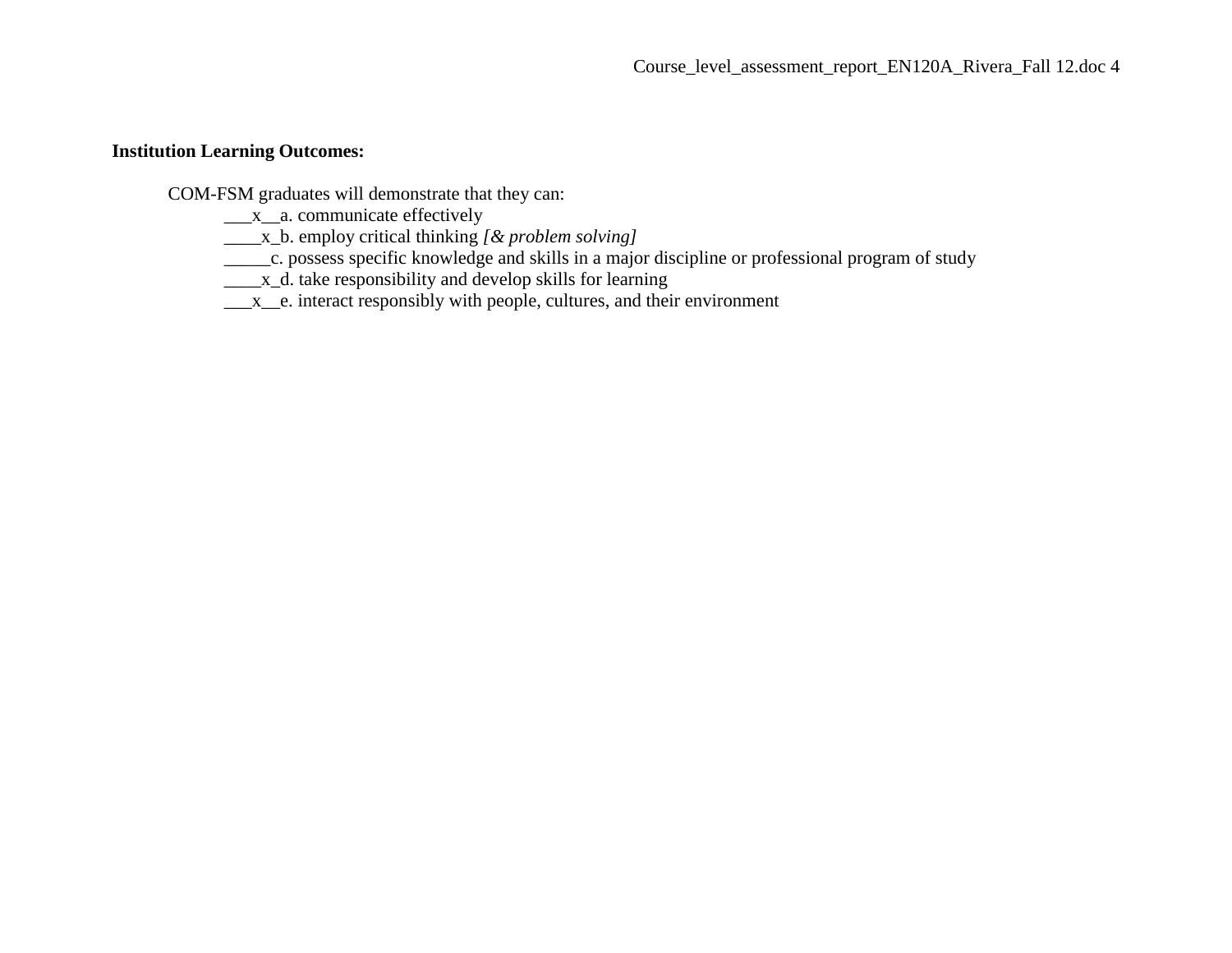**Institution Learning Outcomes:**

COM-FSM graduates will demonstrate that they can:

___x__a. communicate effectively
____x_b. employ critical thinking *[& problem solving]*
_____c. possess specific knowledge and skills in a major discipline or professional program of study
____x_d. take responsibility and develop skills for learning
___x__e. interact responsibly with people, cultures, and their environment